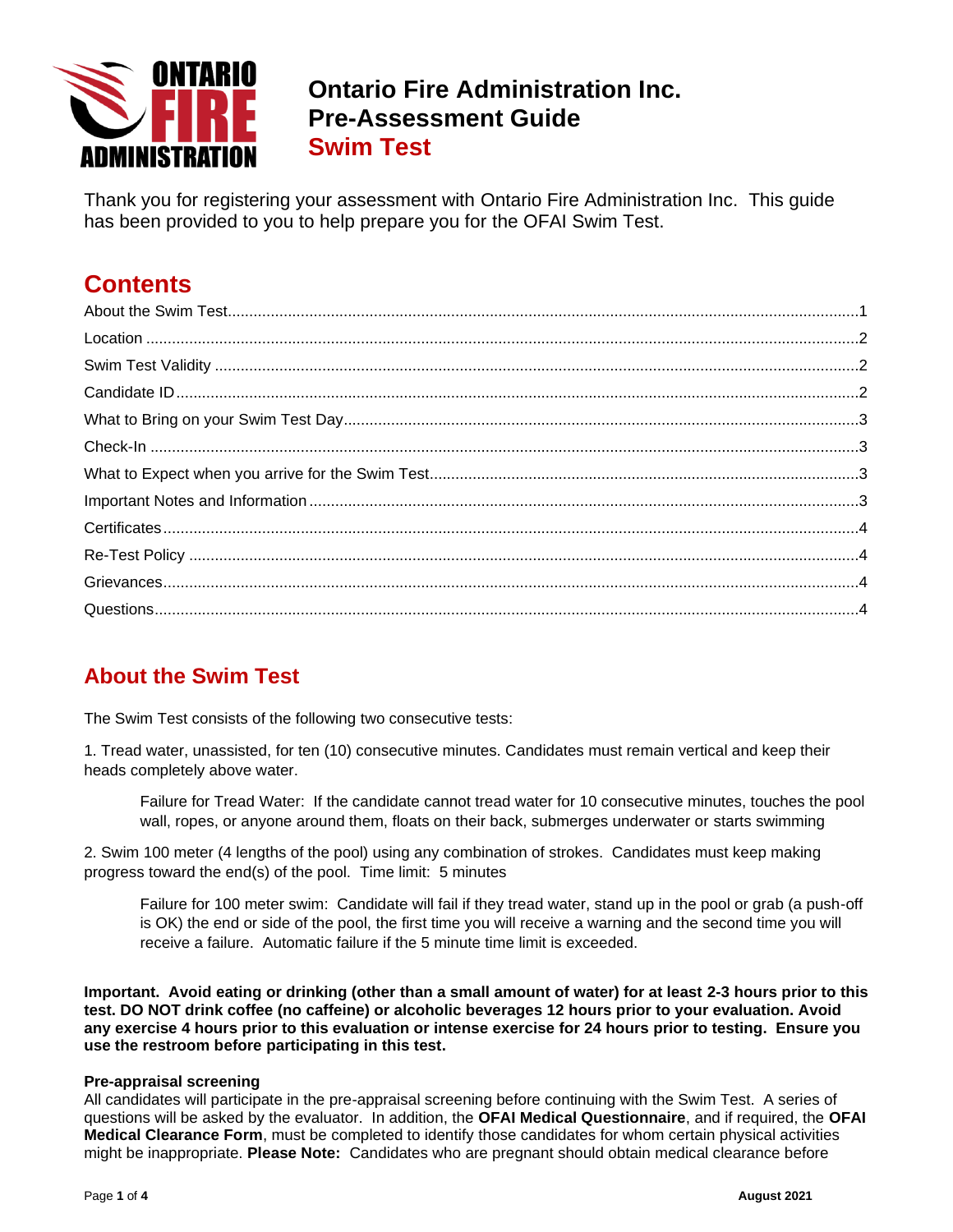# Ontario Fire Administration Inc.
# Pre-Assessment Guide
# Swim Test

Thank you for registering your assessment with Ontario Fire Administration Inc. This guide has been provided to you to help prepare you for the OFAI Swim Test.

## Contents

About the Swim Test....................1
Location....................2
Swim Test Validity....................2
Candidate ID....................2
What to Bring on your Swim Test Day....................3
Check-In....................3
What to Expect when you arrive for the Swim Test....................3
Important Notes and Information....................3
Certificates....................4
Re-Test Policy....................4
Grievances....................4
Questions....................4

## About the Swim Test

The Swim Test consists of the following two consecutive tests:

1. Tread water, unassisted, for ten (10) consecutive minutes. Candidates must remain vertical and keep their heads completely above water.

   Failure for Tread Water: If the candidate cannot tread water for 10 consecutive minutes, touches the pool wall, ropes, or anyone around them, floats on their back, submerges underwater or starts swimming

2. Swim 100 meter (4 lengths of the pool) using any combination of strokes. Candidates must keep making progress toward the end(s) of the pool. Time limit: 5 minutes

   Failure for 100 meter swim: Candidate will fail if they tread water, stand up in the pool or grab (a push-off is OK) the end or side of the pool, the first time you will receive a warning and the second time you will receive a failure. Automatic failure if the 5 minute time limit is exceeded.

**Important. Avoid eating or drinking (other than a small amount of water) for at least 2-3 hours prior to this test. DO NOT drink coffee (no caffeine) or alcoholic beverages 12 hours prior to your evaluation. Avoid any exercise 4 hours prior to this evaluation or intense exercise for 24 hours prior to testing. Ensure you use the restroom before participating in this test.**

**Pre-appraisal screening**
All candidates will participate in the pre-appraisal screening before continuing with the Swim Test. A series of questions will be asked by the evaluator. In addition, the **OFAI Medical Questionnaire**, and if required, the **OFAI Medical Clearance Form**, must be completed to identify those candidates for whom certain physical activities might be inappropriate. **Please Note:** Candidates who are pregnant should obtain medical clearance before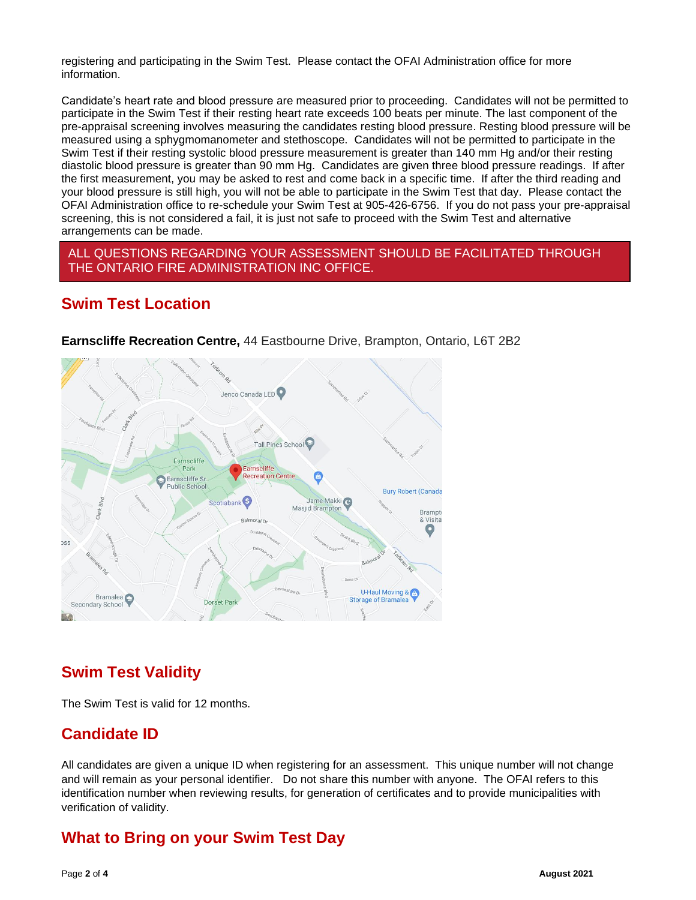registering and participating in the Swim Test. Please contact the OFAI Administration office for more information.

Candidate's heart rate and blood pressure are measured prior to proceeding. Candidates will not be permitted to participate in the Swim Test if their resting heart rate exceeds 100 beats per minute. The last component of the pre-appraisal screening involves measuring the candidates resting blood pressure. Resting blood pressure will be measured using a sphygmomanometer and stethoscope. Candidates will not be permitted to participate in the Swim Test if their resting systolic blood pressure measurement is greater than 140 mm Hg and/or their resting diastolic blood pressure is greater than 90 mm Hg. Candidates are given three blood pressure readings. If after the first measurement, you may be asked to rest and come back in a specific time. If after the third reading and your blood pressure is still high, you will not be able to participate in the Swim Test that day. Please contact the OFAI Administration office to re-schedule your Swim Test at 905-426-6756. If you do not pass your pre-appraisal screening, this is not considered a fail, it is just not safe to proceed with the Swim Test and alternative arrangements can be made.

ALL QUESTIONS REGARDING YOUR ASSESSMENT SHOULD BE FACILITATED THROUGH THE ONTARIO FIRE ADMINISTRATION INC OFFICE.

## Swim Test Location

**Earnscliffe Recreation Centre,** 44 Eastbourne Drive, Brampton, Ontario, L6T 2B2

## Swim Test Validity

The Swim Test is valid for 12 months.

## Candidate ID

All candidates are given a unique ID when registering for an assessment. This unique number will not change and will remain as your personal identifier. Do not share this number with anyone. The OFAI refers to this identification number when reviewing results, for generation of certificates and to provide municipalities with verification of validity.

## What to Bring on your Swim Test Day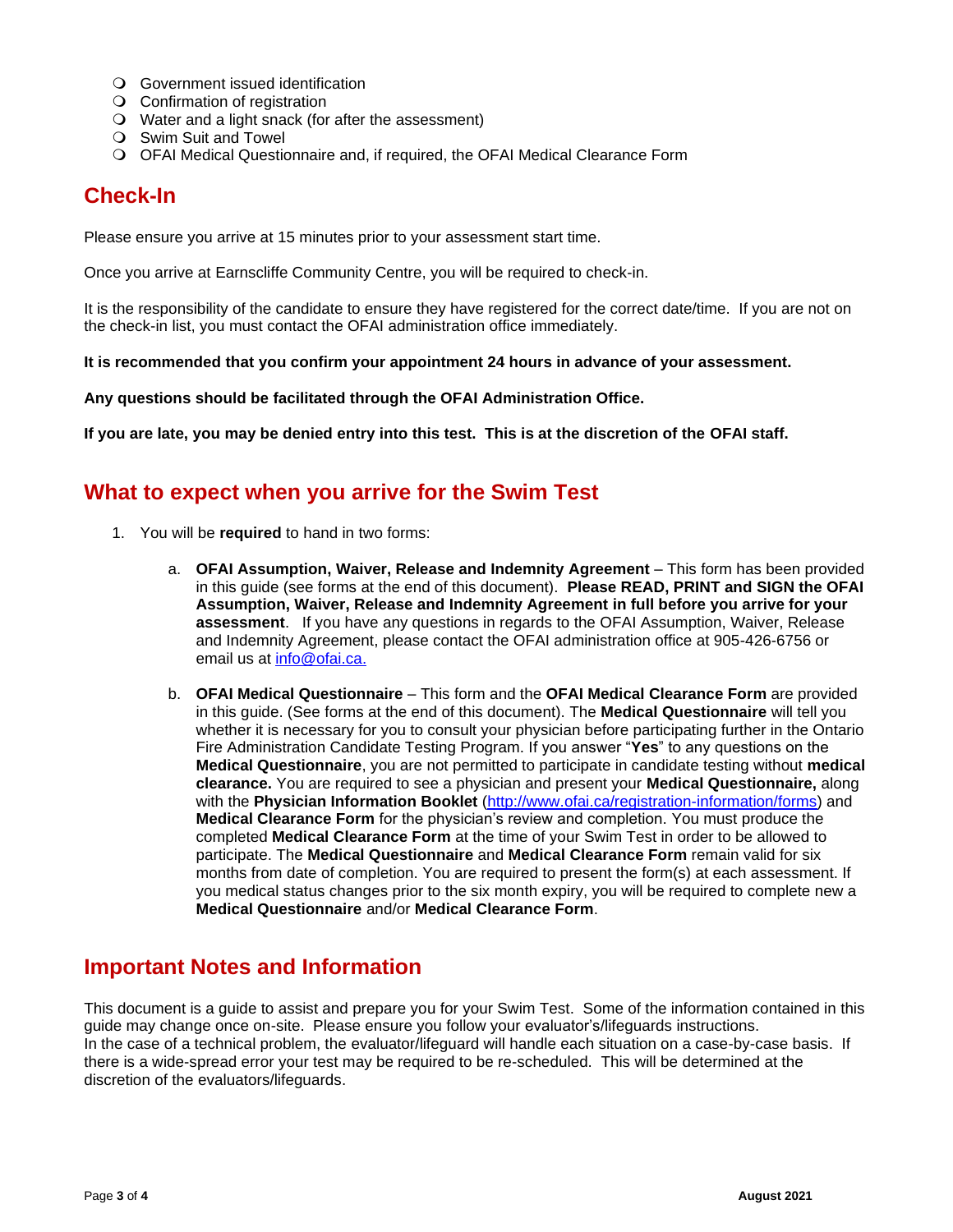- Government issued identification
- Confirmation of registration
- Water and a light snack (for after the assessment)
- Swim Suit and Towel
- OFAI Medical Questionnaire and, if required, the OFAI Medical Clearance Form

## Check-In

Please ensure you arrive at 15 minutes prior to your assessment start time.

Once you arrive at Earnscliffe Community Centre, you will be required to check-in.

It is the responsibility of the candidate to ensure they have registered for the correct date/time. If you are not on the check-in list, you must contact the OFAI administration office immediately.

**It is recommended that you confirm your appointment 24 hours in advance of your assessment.**

**Any questions should be facilitated through the OFAI Administration Office.**

**If you are late, you may be denied entry into this test. This is at the discretion of the OFAI staff.**

## What to expect when you arrive for the Swim Test

1. You will be **required** to hand in two forms:

    a. **OFAI Assumption, Waiver, Release and Indemnity Agreement** – This form has been provided in this guide (see forms at the end of this document). **Please READ, PRINT and SIGN the OFAI Assumption, Waiver, Release and Indemnity Agreement in full before you arrive for your assessment**. If you have any questions in regards to the OFAI Assumption, Waiver, Release and Indemnity Agreement, please contact the OFAI administration office at 905-426-6756 or email us at info@ofai.ca.

    b. **OFAI Medical Questionnaire** – This form and the **OFAI Medical Clearance Form** are provided in this guide. (See forms at the end of this document). The **Medical Questionnaire** will tell you whether it is necessary for you to consult your physician before participating further in the Ontario Fire Administration Candidate Testing Program. If you answer "**Yes**" to any questions on the **Medical Questionnaire**, you are not permitted to participate in candidate testing without **medical clearance.** You are required to see a physician and present your **Medical Questionnaire,** along with the **Physician Information Booklet** (http://www.ofai.ca/registration-information/forms) and **Medical Clearance Form** for the physician's review and completion. You must produce the completed **Medical Clearance Form** at the time of your Swim Test in order to be allowed to participate. The **Medical Questionnaire** and **Medical Clearance Form** remain valid for six months from date of completion. You are required to present the form(s) at each assessment. If you medical status changes prior to the six month expiry, you will be required to complete new a **Medical Questionnaire** and/or **Medical Clearance Form**.

## Important Notes and Information

This document is a guide to assist and prepare you for your Swim Test. Some of the information contained in this guide may change once on-site. Please ensure you follow your evaluator's/lifeguards instructions.
In the case of a technical problem, the evaluator/lifeguard will handle each situation on a case-by-case basis. If there is a wide-spread error your test may be required to be re-scheduled. This will be determined at the discretion of the evaluators/lifeguards.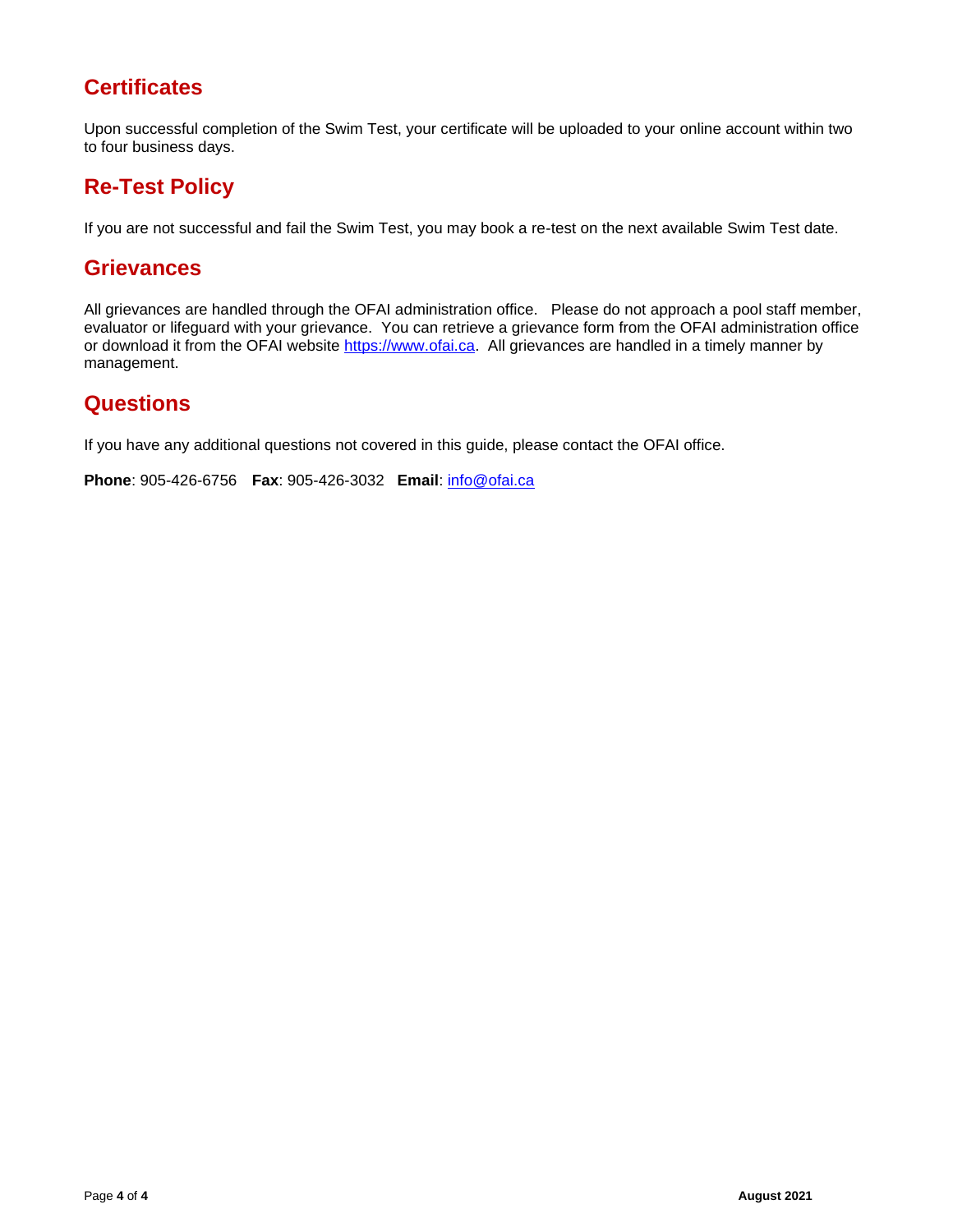## Certificates

Upon successful completion of the Swim Test, your certificate will be uploaded to your online account within two to four business days.

## Re-Test Policy

If you are not successful and fail the Swim Test, you may book a re-test on the next available Swim Test date.

## Grievances

All grievances are handled through the OFAI administration office. Please do not approach a pool staff member, evaluator or lifeguard with your grievance. You can retrieve a grievance form from the OFAI administration office or download it from the OFAI website https://www.ofai.ca. All grievances are handled in a timely manner by management.

## Questions

If you have any additional questions not covered in this guide, please contact the OFAI office.

**Phone**: 905-426-6756 **Fax**: 905-426-3032 **Email**: info@ofai.ca